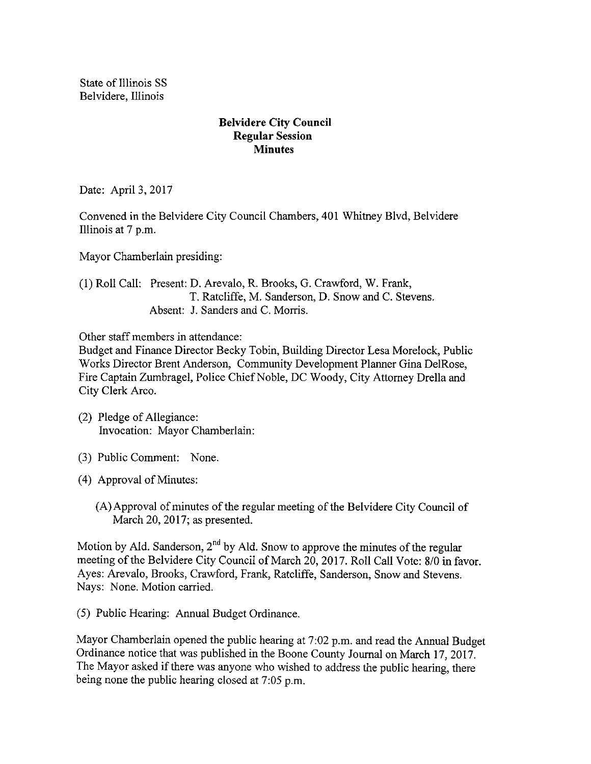State of Illinois SS
Belvidere, Illinois

**Belvidere City Council**
**Regular Session**
**Minutes**

Date: April 3, 2017

Convened in the Belvidere City Council Chambers, 401 Whitney Blvd, Belvidere Illinois at 7 p.m.

Mayor Chamberlain presiding:

(1) Roll Call: Present: D. Arevalo, R. Brooks, G. Crawford, W. Frank, T. Ratcliffe, M. Sanderson, D. Snow and C. Stevens.
Absent: J. Sanders and C. Morris.

Other staff members in attendance:
Budget and Finance Director Becky Tobin, Building Director Lesa Morelock, Public Works Director Brent Anderson, Community Development Planner Gina DelRose, Fire Captain Zumbragel, Police Chief Noble, DC Woody, City Attorney Drella and City Clerk Arco.

(2) Pledge of Allegiance:
Invocation: Mayor Chamberlain:

(3) Public Comment: None.

(4) Approval of Minutes:

(A) Approval of minutes of the regular meeting of the Belvidere City Council of March 20, 2017; as presented.

Motion by Ald. Sanderson, 2nd by Ald. Snow to approve the minutes of the regular meeting of the Belvidere City Council of March 20, 2017. Roll Call Vote: 8/0 in favor. Ayes: Arevalo, Brooks, Crawford, Frank, Ratcliffe, Sanderson, Snow and Stevens. Nays: None. Motion carried.

(5) Public Hearing: Annual Budget Ordinance.

Mayor Chamberlain opened the public hearing at 7:02 p.m. and read the Annual Budget Ordinance notice that was published in the Boone County Journal on March 17, 2017. The Mayor asked if there was anyone who wished to address the public hearing, there being none the public hearing closed at 7:05 p.m.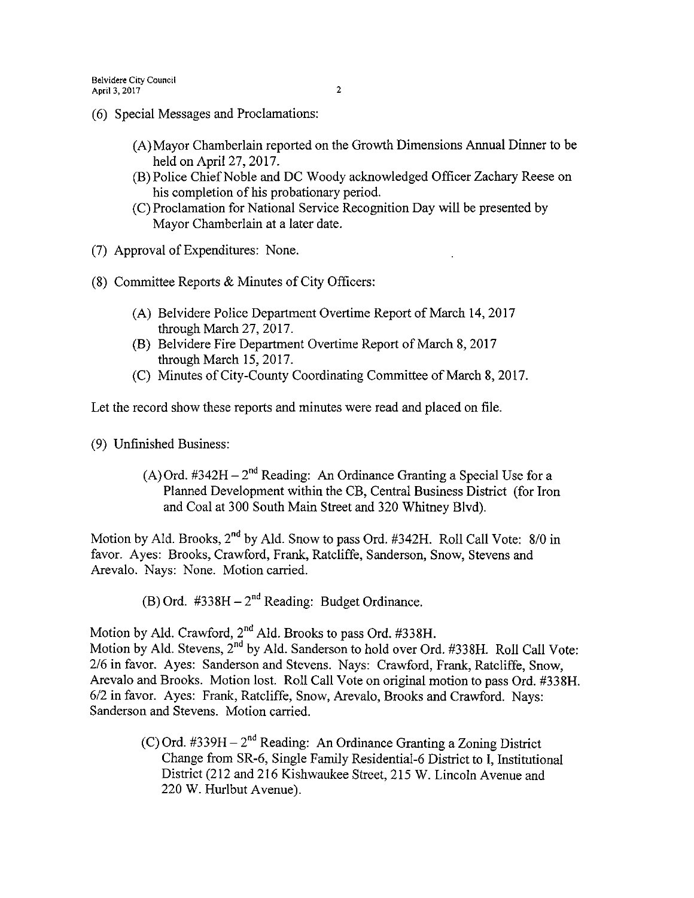(6) Special Messages and Proclamations:

(A) Mayor Chamberlain reported on the Growth Dimensions Annual Dinner to be held on April 27, 2017.
(B) Police Chief Noble and DC Woody acknowledged Officer Zachary Reese on his completion of his probationary period.
(C) Proclamation for National Service Recognition Day will be presented by Mayor Chamberlain at a later date.

(7) Approval of Expenditures: None.

(8) Committee Reports & Minutes of City Officers:

(A) Belvidere Police Department Overtime Report of March 14, 2017 through March 27, 2017.
(B) Belvidere Fire Department Overtime Report of March 8, 2017 through March 15, 2017.
(C) Minutes of City-County Coordinating Committee of March 8, 2017.

Let the record show these reports and minutes were read and placed on file.

(9) Unfinished Business:

(A) Ord. #342H – 2nd Reading: An Ordinance Granting a Special Use for a Planned Development within the CB, Central Business District (for Iron and Coal at 300 South Main Street and 320 Whitney Blvd).

Motion by Ald. Brooks, 2nd by Ald. Snow to pass Ord. #342H. Roll Call Vote: 8/0 in favor. Ayes: Brooks, Crawford, Frank, Ratcliffe, Sanderson, Snow, Stevens and Arevalo. Nays: None. Motion carried.

(B) Ord. #338H – 2nd Reading: Budget Ordinance.

Motion by Ald. Crawford, 2nd Ald. Brooks to pass Ord. #338H.
Motion by Ald. Stevens, 2nd by Ald. Sanderson to hold over Ord. #338H. Roll Call Vote: 2/6 in favor. Ayes: Sanderson and Stevens. Nays: Crawford, Frank, Ratcliffe, Snow, Arevalo and Brooks. Motion lost. Roll Call Vote on original motion to pass Ord. #338H. 6/2 in favor. Ayes: Frank, Ratcliffe, Snow, Arevalo, Brooks and Crawford. Nays: Sanderson and Stevens. Motion carried.

(C) Ord. #339H – 2nd Reading: An Ordinance Granting a Zoning District Change from SR-6, Single Family Residential-6 District to I, Institutional District (212 and 216 Kishwaukee Street, 215 W. Lincoln Avenue and 220 W. Hurlbut Avenue).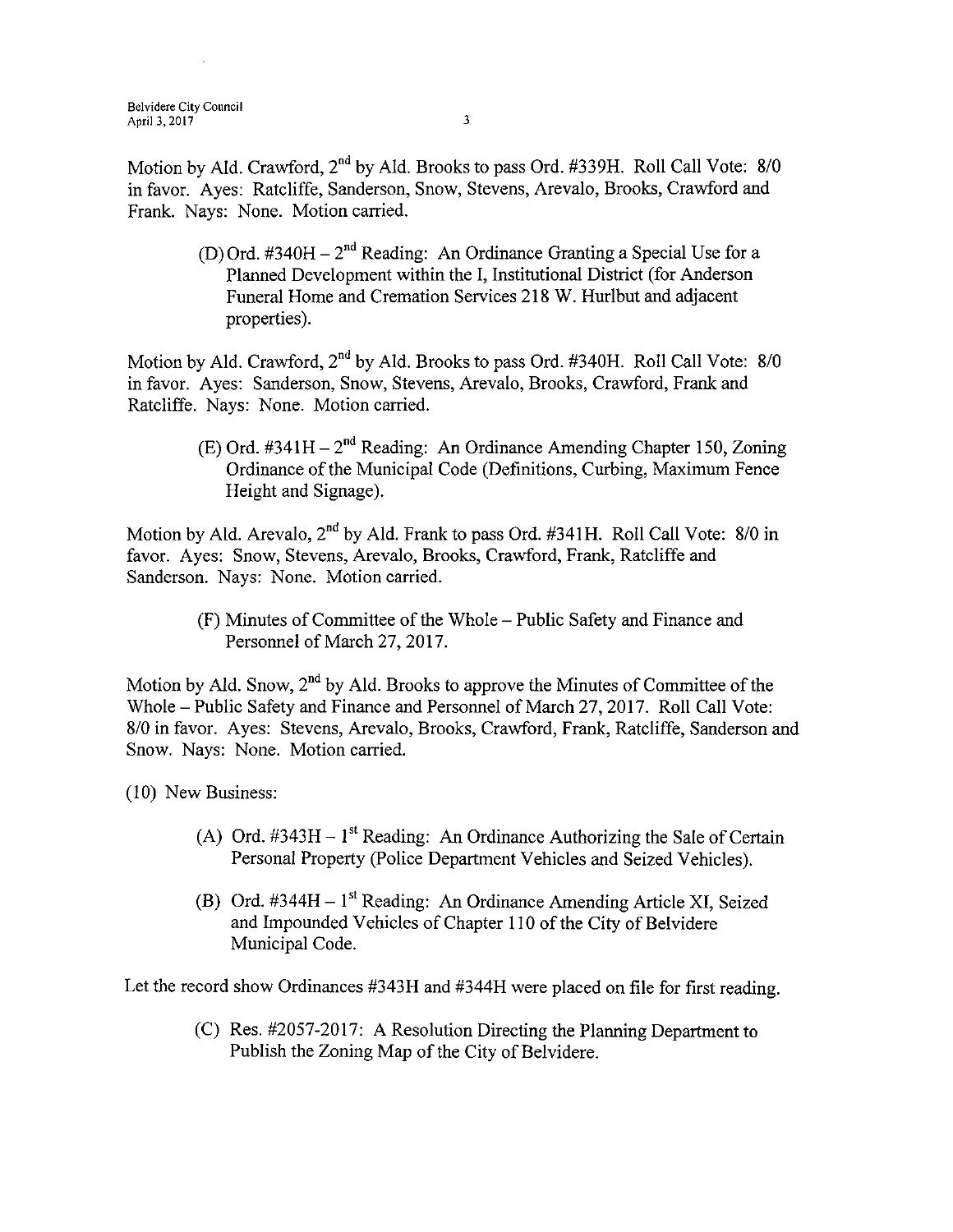Motion by Ald. Crawford, 2nd by Ald. Brooks to pass Ord. #339H. Roll Call Vote: 8/0 in favor. Ayes: Ratcliffe, Sanderson, Snow, Stevens, Arevalo, Brooks, Crawford and Frank. Nays: None. Motion carried.

(D) Ord. #340H – 2nd Reading: An Ordinance Granting a Special Use for a Planned Development within the I, Institutional District (for Anderson Funeral Home and Cremation Services 218 W. Hurlbut and adjacent properties).

Motion by Ald. Crawford, 2nd by Ald. Brooks to pass Ord. #340H. Roll Call Vote: 8/0 in favor. Ayes: Sanderson, Snow, Stevens, Arevalo, Brooks, Crawford, Frank and Ratcliffe. Nays: None. Motion carried.

(E) Ord. #341H – 2nd Reading: An Ordinance Amending Chapter 150, Zoning Ordinance of the Municipal Code (Definitions, Curbing, Maximum Fence Height and Signage).

Motion by Ald. Arevalo, 2nd by Ald. Frank to pass Ord. #341H. Roll Call Vote: 8/0 in favor. Ayes: Snow, Stevens, Arevalo, Brooks, Crawford, Frank, Ratcliffe and Sanderson. Nays: None. Motion carried.

(F) Minutes of Committee of the Whole – Public Safety and Finance and Personnel of March 27, 2017.

Motion by Ald. Snow, 2nd by Ald. Brooks to approve the Minutes of Committee of the Whole – Public Safety and Finance and Personnel of March 27, 2017. Roll Call Vote: 8/0 in favor. Ayes: Stevens, Arevalo, Brooks, Crawford, Frank, Ratcliffe, Sanderson and Snow. Nays: None. Motion carried.

(10) New Business:

(A) Ord. #343H – 1st Reading: An Ordinance Authorizing the Sale of Certain Personal Property (Police Department Vehicles and Seized Vehicles).

(B) Ord. #344H – 1st Reading: An Ordinance Amending Article XI, Seized and Impounded Vehicles of Chapter 110 of the City of Belvidere Municipal Code.

Let the record show Ordinances #343H and #344H were placed on file for first reading.

(C) Res. #2057-2017: A Resolution Directing the Planning Department to Publish the Zoning Map of the City of Belvidere.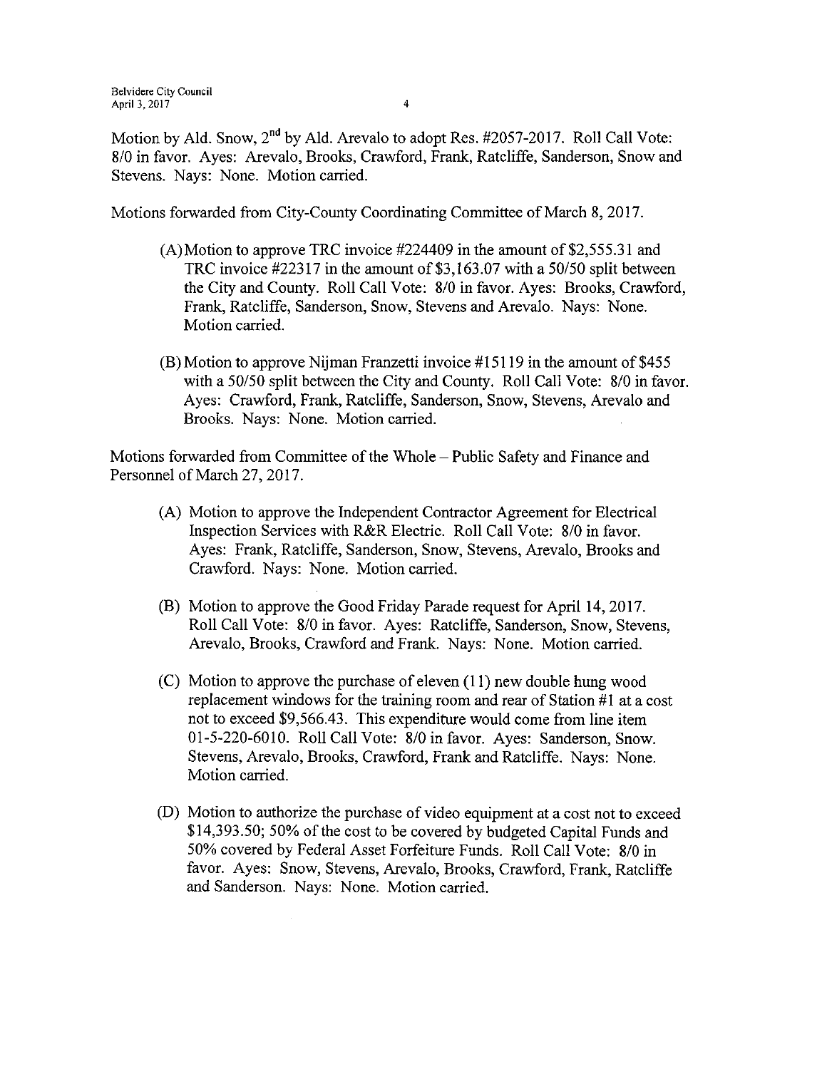Motion by Ald. Snow, 2nd by Ald. Arevalo to adopt Res. #2057-2017. Roll Call Vote: 8/0 in favor. Ayes: Arevalo, Brooks, Crawford, Frank, Ratcliffe, Sanderson, Snow and Stevens. Nays: None. Motion carried.

Motions forwarded from City-County Coordinating Committee of March 8, 2017.

(A) Motion to approve TRC invoice #224409 in the amount of $2,555.31 and TRC invoice #22317 in the amount of $3,163.07 with a 50/50 split between the City and County. Roll Call Vote: 8/0 in favor. Ayes: Brooks, Crawford, Frank, Ratcliffe, Sanderson, Snow, Stevens and Arevalo. Nays: None. Motion carried.

(B) Motion to approve Nijman Franzetti invoice #15119 in the amount of $455 with a 50/50 split between the City and County. Roll Call Vote: 8/0 in favor. Ayes: Crawford, Frank, Ratcliffe, Sanderson, Snow, Stevens, Arevalo and Brooks. Nays: None. Motion carried.

Motions forwarded from Committee of the Whole – Public Safety and Finance and Personnel of March 27, 2017.

(A) Motion to approve the Independent Contractor Agreement for Electrical Inspection Services with R&R Electric. Roll Call Vote: 8/0 in favor. Ayes: Frank, Ratcliffe, Sanderson, Snow, Stevens, Arevalo, Brooks and Crawford. Nays: None. Motion carried.

(B) Motion to approve the Good Friday Parade request for April 14, 2017. Roll Call Vote: 8/0 in favor. Ayes: Ratcliffe, Sanderson, Snow, Stevens, Arevalo, Brooks, Crawford and Frank. Nays: None. Motion carried.

(C) Motion to approve the purchase of eleven (11) new double hung wood replacement windows for the training room and rear of Station #1 at a cost not to exceed $9,566.43. This expenditure would come from line item 01-5-220-6010. Roll Call Vote: 8/0 in favor. Ayes: Sanderson, Snow. Stevens, Arevalo, Brooks, Crawford, Frank and Ratcliffe. Nays: None. Motion carried.

(D) Motion to authorize the purchase of video equipment at a cost not to exceed $14,393.50; 50% of the cost to be covered by budgeted Capital Funds and 50% covered by Federal Asset Forfeiture Funds. Roll Call Vote: 8/0 in favor. Ayes: Snow, Stevens, Arevalo, Brooks, Crawford, Frank, Ratcliffe and Sanderson. Nays: None. Motion carried.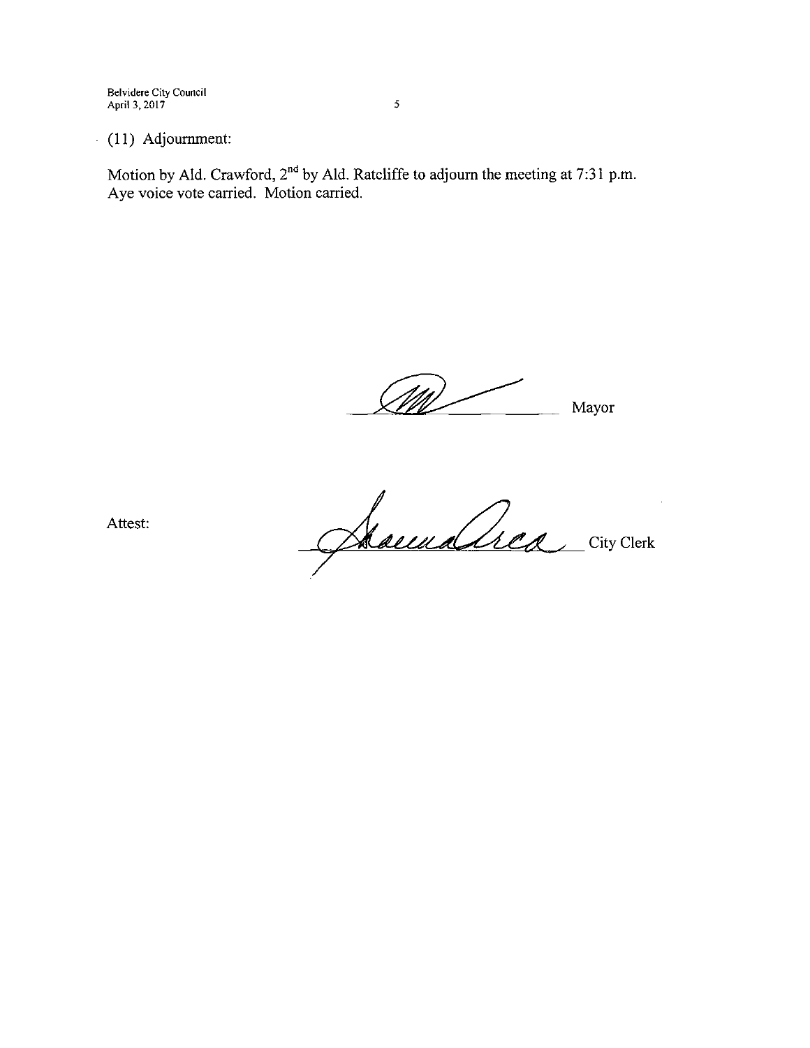(11) Adjournment:

Motion by Ald. Crawford, 2nd by Ald. Ratcliffe to adjourn the meeting at 7:31 p.m. Aye voice vote carried. Motion carried.

\_\_\_\_\_\_\_\_\_\_\_\_\_\_\_\_\_\_\_\_ Mayor

Attest:

\_\_\_\_\_\_\_\_\_\_\_\_\_\_\_\_\_\_\_\_ City Clerk